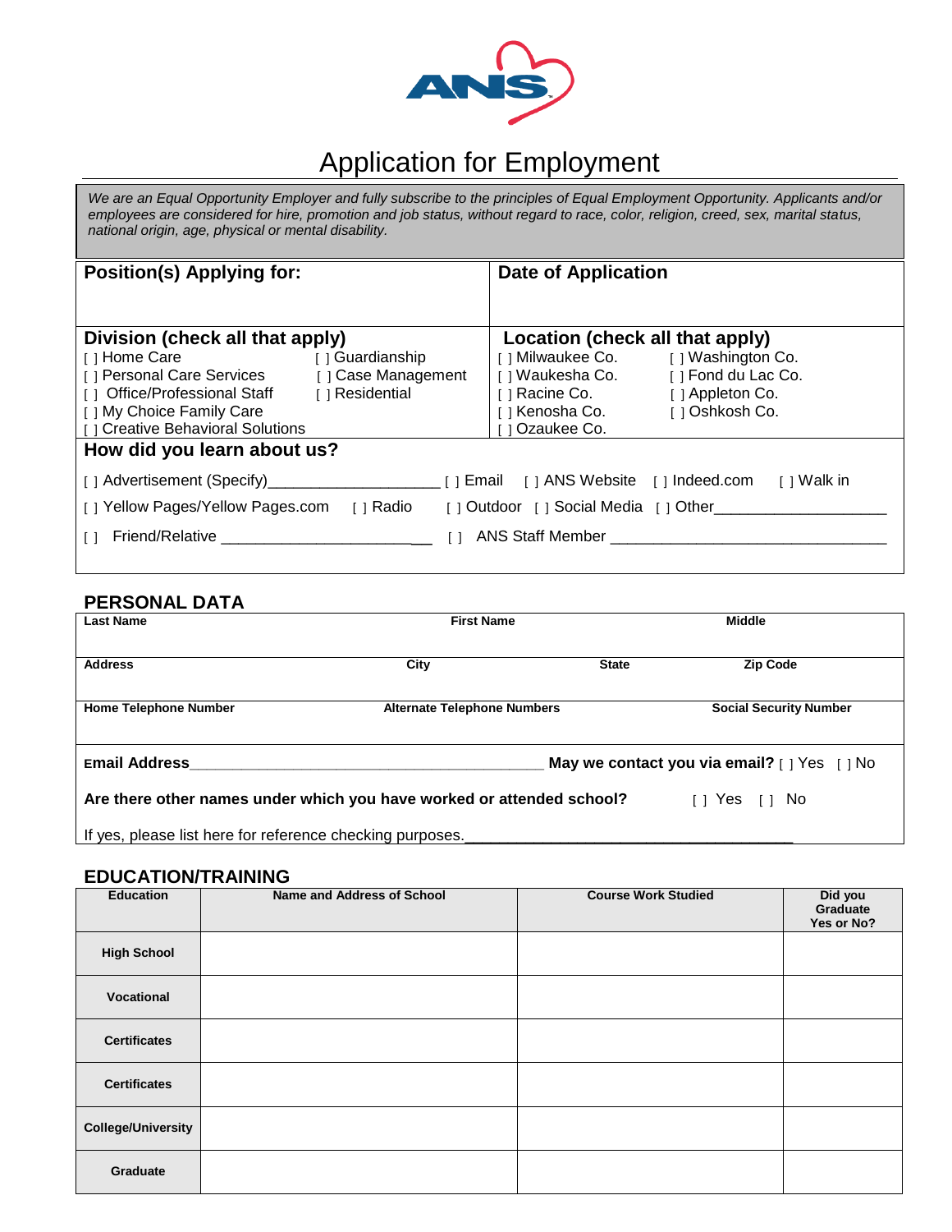ANS

# Application for Employment

*We are an Equal Opportunity Employer and fully subscribe to the principles of Equal Employment Opportunity. Applicants and/or employees are considered for hire, promotion and job status, without regard to race, color, religion, creed, sex, marital status, national origin, age, physical or mental disability.*

| **Position(s) Applying for:** | **Date of Application** |
|---|---|
| | |

**Division (check all that apply)**

[ ] Home Care
[ ] Personal Care Services
[ ] Office/Professional Staff
[ ] My Choice Family Care
[ ] Creative Behavioral Solutions
[ ] Guardianship
[ ] Case Management
[ ] Residential

**Location (check all that apply)**

[ ] Milwaukee Co.
[ ] Waukesha Co.
[ ] Racine Co.
[ ] Kenosha Co.
[ ] Ozaukee Co.
[ ] Washington Co.
[ ] Fond du Lac Co.
[ ] Appleton Co.
[ ] Oshkosh Co.

**How did you learn about us?**

[ ] Advertisement (Specify)____________________ [ ] Email [ ] ANS Website [ ] Indeed.com [ ] Walk in

[ ] Yellow Pages/Yellow Pages.com [ ] Radio [ ] Outdoor [ ] Social Media [ ] Other____________________

[ ] Friend/Relative ________________________ [ ] ANS Staff Member ________________________________

## PERSONAL DATA

| **Last Name** | **First Name** | | **Middle** |
|---|---|---|---|
| **Address** | **City** | **State** | **Zip Code** |
| **Home Telephone Number** | **Alternate Telephone Numbers** | | **Social Security Number** |

**Email Address**__________________________________________ **May we contact you via email?** [ ] Yes [ ] No

**Are there other names under which you have worked or attended school?** [ ] Yes [ ] No

If yes, please list here for reference checking purposes.______________________________________

## EDUCATION/TRAINING

| Education | Name and Address of School | Course Work Studied | Did you Graduate Yes or No? |
|---|---|---|---|
| **High School** | | | |
| **Vocational** | | | |
| **Certificates** | | | |
| **Certificates** | | | |
| **College/University** | | | |
| **Graduate** | | | |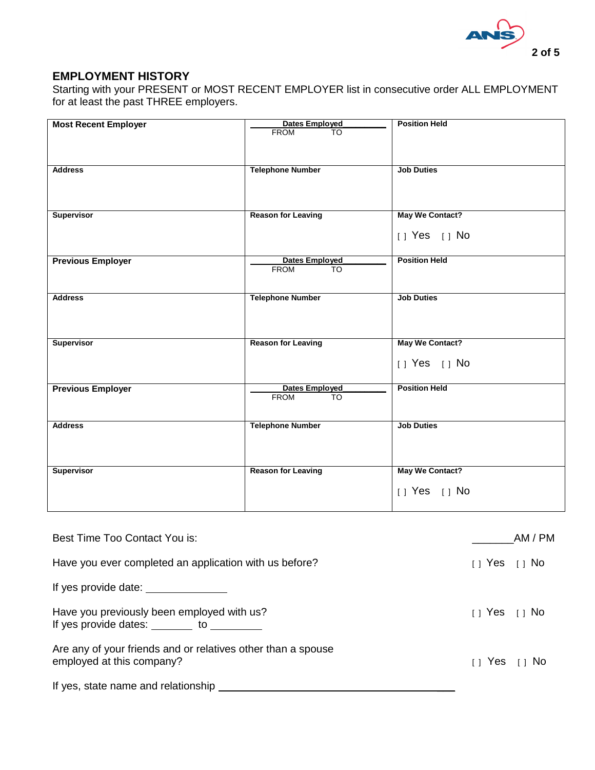## EMPLOYMENT HISTORY

Starting with your PRESENT or MOST RECENT EMPLOYER list in consecutive order ALL EMPLOYMENT for at least the past THREE employers.

| **Most Recent Employer** | **Dates Employed** FROM TO | **Position Held** |
|---|---|---|
| **Address** | **Telephone Number** | **Job Duties** |
| **Supervisor** | **Reason for Leaving** | **May We Contact?** [ ] Yes [ ] No |
| **Previous Employer** | **Dates Employed** FROM TO | **Position Held** |
| **Address** | **Telephone Number** | **Job Duties** |
| **Supervisor** | **Reason for Leaving** | **May We Contact?** [ ] Yes [ ] No |
| **Previous Employer** | **Dates Employed** FROM TO | **Position Held** |
| **Address** | **Telephone Number** | **Job Duties** |
| **Supervisor** | **Reason for Leaving** | **May We Contact?** [ ] Yes [ ] No |

Best Time Too Contact You is: _______AM / PM

Have you ever completed an application with us before? [ ] Yes [ ] No

If yes provide date: ______________

Have you previously been employed with us? [ ] Yes [ ] No
If yes provide dates: _______ to _________

Are any of your friends and or relatives other than a spouse employed at this company? [ ] Yes [ ] No

If yes, state name and relationship ________________________________________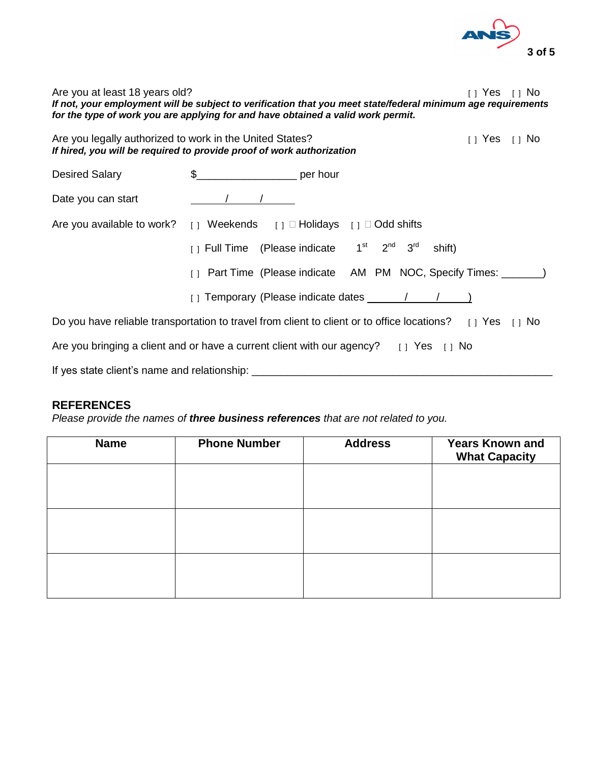Are you at least 18 years old? [ ] Yes [ ] No

***If not, your employment will be subject to verification that you meet state/federal minimum age requirements for the type of work you are applying for and have obtained a valid work permit.***

Are you legally authorized to work in the United States? [ ] Yes [ ] No

***If hired, you will be required to provide proof of work authorization***

Desired Salary $_________________ per hour

Date you can start ______/______/______

Are you available to work? [ ] Weekends [ ] Holidays [ ] Odd shifts

[ ] Full Time (Please indicate 1st 2nd 3rd shift)

[ ] Part Time (Please indicate AM PM NOC, Specify Times: _______)

[ ] Temporary (Please indicate dates ______/______/______)

Do you have reliable transportation to travel from client to client or to office locations? [ ] Yes [ ] No

Are you bringing a client and or have a current client with our agency? [ ] Yes [ ] No

If yes state client's name and relationship: ____________________________________________________

## REFERENCES

*Please provide the names of **three business references** that are not related to you.*

| Name | Phone Number | Address | Years Known and What Capacity |
| --- | --- | --- | --- |
| | | | |
| | | | |
| | | | |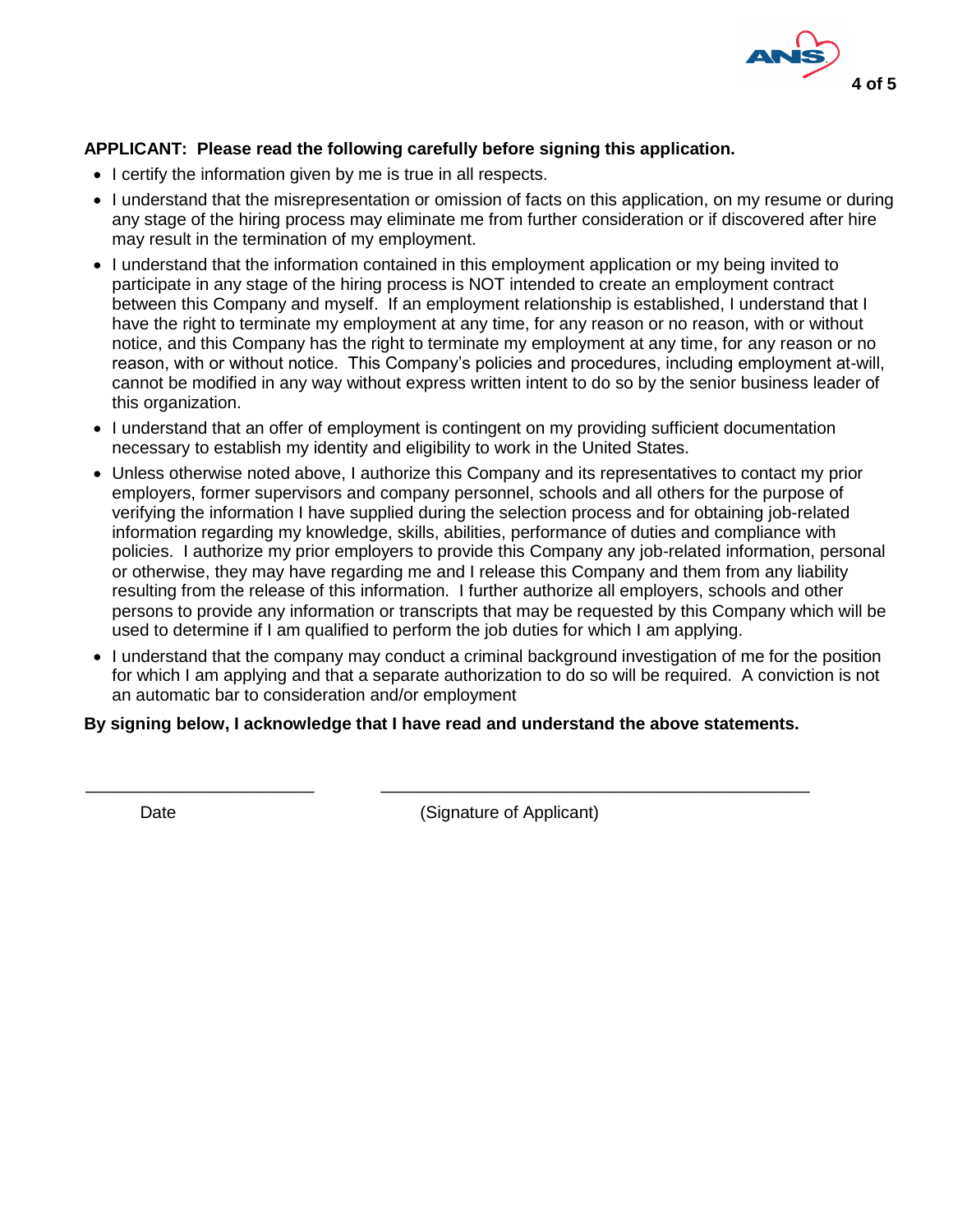**APPLICANT: Please read the following carefully before signing this application.**

- I certify the information given by me is true in all respects.
- I understand that the misrepresentation or omission of facts on this application, on my resume or during any stage of the hiring process may eliminate me from further consideration or if discovered after hire may result in the termination of my employment.
- I understand that the information contained in this employment application or my being invited to participate in any stage of the hiring process is NOT intended to create an employment contract between this Company and myself. If an employment relationship is established, I understand that I have the right to terminate my employment at any time, for any reason or no reason, with or without notice, and this Company has the right to terminate my employment at any time, for any reason or no reason, with or without notice. This Company's policies and procedures, including employment at-will, cannot be modified in any way without express written intent to do so by the senior business leader of this organization.
- I understand that an offer of employment is contingent on my providing sufficient documentation necessary to establish my identity and eligibility to work in the United States.
- Unless otherwise noted above, I authorize this Company and its representatives to contact my prior employers, former supervisors and company personnel, schools and all others for the purpose of verifying the information I have supplied during the selection process and for obtaining job-related information regarding my knowledge, skills, abilities, performance of duties and compliance with policies. I authorize my prior employers to provide this Company any job-related information, personal or otherwise, they may have regarding me and I release this Company and them from any liability resulting from the release of this information. I further authorize all employers, schools and other persons to provide any information or transcripts that may be requested by this Company which will be used to determine if I am qualified to perform the job duties for which I am applying.
- I understand that the company may conduct a criminal background investigation of me for the position for which I am applying and that a separate authorization to do so will be required. A conviction is not an automatic bar to consideration and/or employment

**By signing below, I acknowledge that I have read and understand the above statements.**

\_\_\_\_\_\_\_\_\_\_\_\_\_\_\_\_\_\_\_\_\_\_\_\_\_ \_\_\_\_\_\_\_\_\_\_\_\_\_\_\_\_\_\_\_\_\_\_\_\_\_\_\_\_\_\_\_\_\_\_\_\_\_\_\_\_\_\_\_\_\_

Date (Signature of Applicant)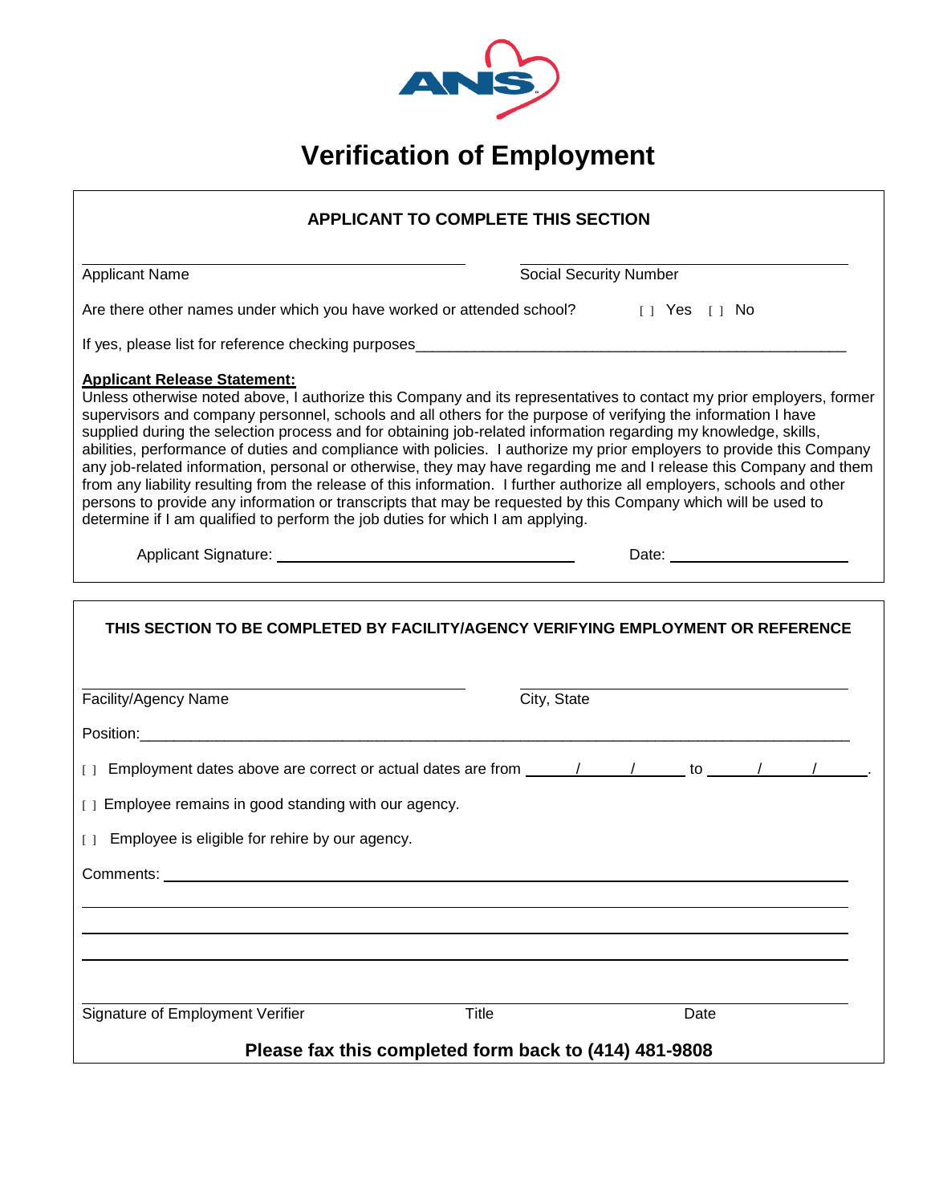ANS

# Verification of Employment

**APPLICANT TO COMPLETE THIS SECTION**

Applicant Name ____________________ Social Security Number ____________________

Are there other names under which you have worked or attended school? [ ] Yes [ ] No

If yes, please list for reference checking purposes____________________________________________

**Applicant Release Statement:**

Unless otherwise noted above, I authorize this Company and its representatives to contact my prior employers, former supervisors and company personnel, schools and all others for the purpose of verifying the information I have supplied during the selection process and for obtaining job-related information regarding my knowledge, skills, abilities, performance of duties and compliance with policies. I authorize my prior employers to provide this Company any job-related information, personal or otherwise, they may have regarding me and I release this Company and them from any liability resulting from the release of this information. I further authorize all employers, schools and other persons to provide any information or transcripts that may be requested by this Company which will be used to determine if I am qualified to perform the job duties for which I am applying.

Applicant Signature: ____________________ Date: ____________________

**THIS SECTION TO BE COMPLETED BY FACILITY/AGENCY VERIFYING EMPLOYMENT OR REFERENCE**

Facility/Agency Name ____________________ City, State ____________________

Position:____________________________________________

[ ] Employment dates above are correct or actual dates are from ____/____/____ to ____/____/____.

[ ] Employee remains in good standing with our agency.

[ ] Employee is eligible for rehire by our agency.

Comments: ____________________________________________

____________________________________________

____________________________________________

____________________________________________

Signature of Employment Verifier Title Date

**Please fax this completed form back to (414) 481-9808**